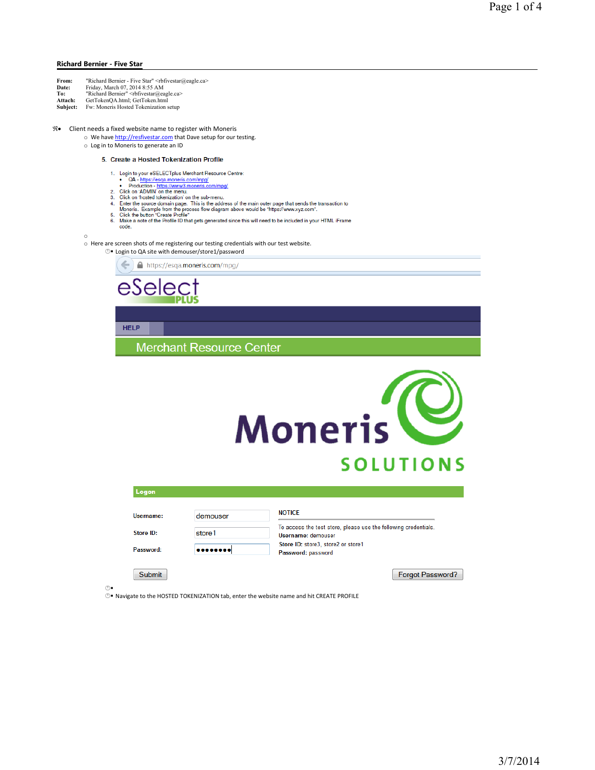**Richard Bernier - Five Star**

**From:** "Richard Bernier - Five Star" <rbfivestar@eagle.ca>
**Date:** Friday, March 07, 2014 8:55 AM
**To:** "Richard Bernier" <rbfivestar@eagle.ca>
**Attach:** GetTokenQA.html; GetToken.html
**Subject:** Fw: Moneris Hosted Tokenization setup

- Client needs a fixed website name to register with Moneris
  - We have http://resfivestar.com that Dave setup for our testing.
  - Log in to Moneris to generate an ID

    5. Create a Hosted Tokenization Profile

    1. Login to your eSELECTplus Merchant Resource Centre:
       - QA - https://esqa.moneris.com/mpg/
       - Production - https://www3.moneris.com/mpg/
    2. Click on 'ADMIN' on the menu.
    3. Click on 'hosted tokenization' on the sub-menu.
    4. Enter the source domain page. This is the address of the main outer page that sends the transaction to Moneris. Example from the process flow diagram above would be "https://www.xyz.com".
    5. Click the button "Create Profile"
    6. Make a note of the Profile ID that gets generated since this will need to be included in your HTML iFrame code.

  -
  - Here are screen shots of me registering our testing credentials with our test website.
    - Login to QA site with demouser/store1/password

https://esqa.moneris.com/mpg/

eSelect PLUS

HELP

Merchant Resource Center

Moneris SOLUTIONS

**Logon**

| | |
|---|---|
| Username: | demouser |
| Store ID: | store1 |
| Password: | •••••••• |

NOTICE

To access the test store, please use the following credentials.
**Username:** demouser
**Store ID:** store3, store2 or store1
**Password:** password

Submit | Forgot Password?

    -
    - Navigate to the HOSTED TOKENIZATION tab, enter the website name and hit CREATE PROFILE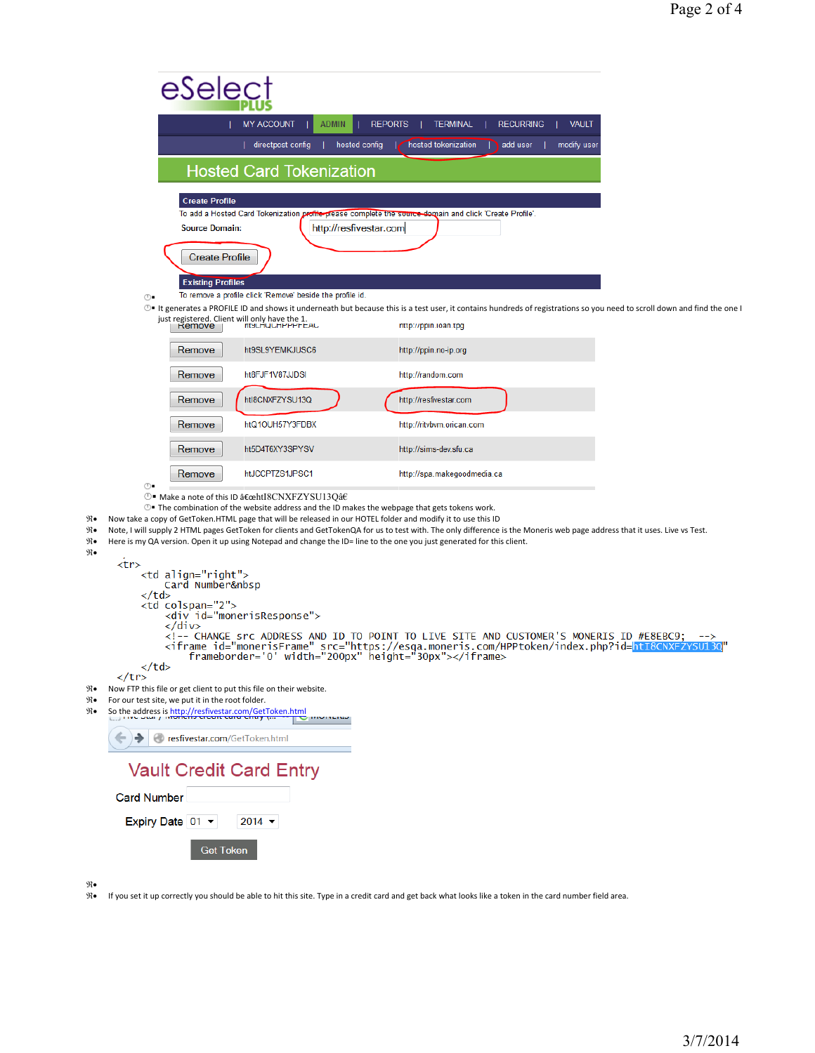eSelect PLUS

| MY ACCOUNT | ADMIN | REPORTS | TERMINAL | RECURRING | VAULT |

| directpost config | hosted config | hosted tokenization | add user | modify user |

## Hosted Card Tokenization

**Create Profile**

To add a Hosted Card Tokenization profile please complete the source domain and click 'Create Profile'.

Source Domain: http://resfivestar.com

Create Profile

**Existing Profiles**

To remove a profile click 'Remove' beside the profile id.

- It generates a PROFILE ID and shows it underneath but because this is a test user, it contains hundreds of registrations so you need to scroll down and find the one I just registered. Client will only have the 1.

| | | |
|---|---|---|
| Remove | ht9LHQLHPPPPEAC | http://ppin.loan.tpg |
| Remove | ht9SL9YEMKJUSC6 | http://ppin.no-ip.org |
| Remove | ht8FJF1V87JJDSI | http://random.com |
| Remove | htI8CNXFZYSU13Q | http://resfivestar.com |
| Remove | htQ1OUH57Y3FDBX | http://ritvbvm.orican.com |
| Remove | ht5D4T6XY3SPYSV | http://sims-dev.sfu.ca |
| Remove | htJCCPTZS1JPSC1 | http://spa.makegoodmedia.ca |

- Make a note of this ID â€œhtI8CNXFZYSU13Qâ€
- The combination of the website address and the ID makes the webpage that gets tokens work.

- Now take a copy of GetToken.HTML page that will be released in our HOTEL folder and modify it to use this ID
- Note, I will supply 2 HTML pages GetToken for clients and GetTokenQA for us to test with. The only difference is the Moneris web page address that it uses. Live vs Test.
- Here is my QA version. Open it up using Notepad and change the ID= line to the one you just generated for this client.

```
<tr>
    <td align="right">
        Card Number&nbsp
    </td>
    <td colspan="2">
        <div id="monerisResponse">
        </div>
        <!-- CHANGE src ADDRESS AND ID TO POINT TO LIVE SITE AND CUSTOMER'S MONERIS ID #E8EBC9;  -->
        <iframe id="monerisFrame" src="https://esqa.moneris.com/HPPtoken/index.php?id=htI8CNXFZYSU13Q"
            frameborder='0' width="200px" height="30px"></iframe>
    </td>
</tr>
```

- Now FTP this file or get client to put this file on their website.
- For our test site, we put it in the root folder.
- So the address is http://resfivestar.com/GetToken.html

resfivestar.com/GetToken.html

## Vault Credit Card Entry

Card Number

Expiry Date 01 2014

Get Token

- If you set it up correctly you should be able to hit this site. Type in a credit card and get back what looks like a token in the card number field area.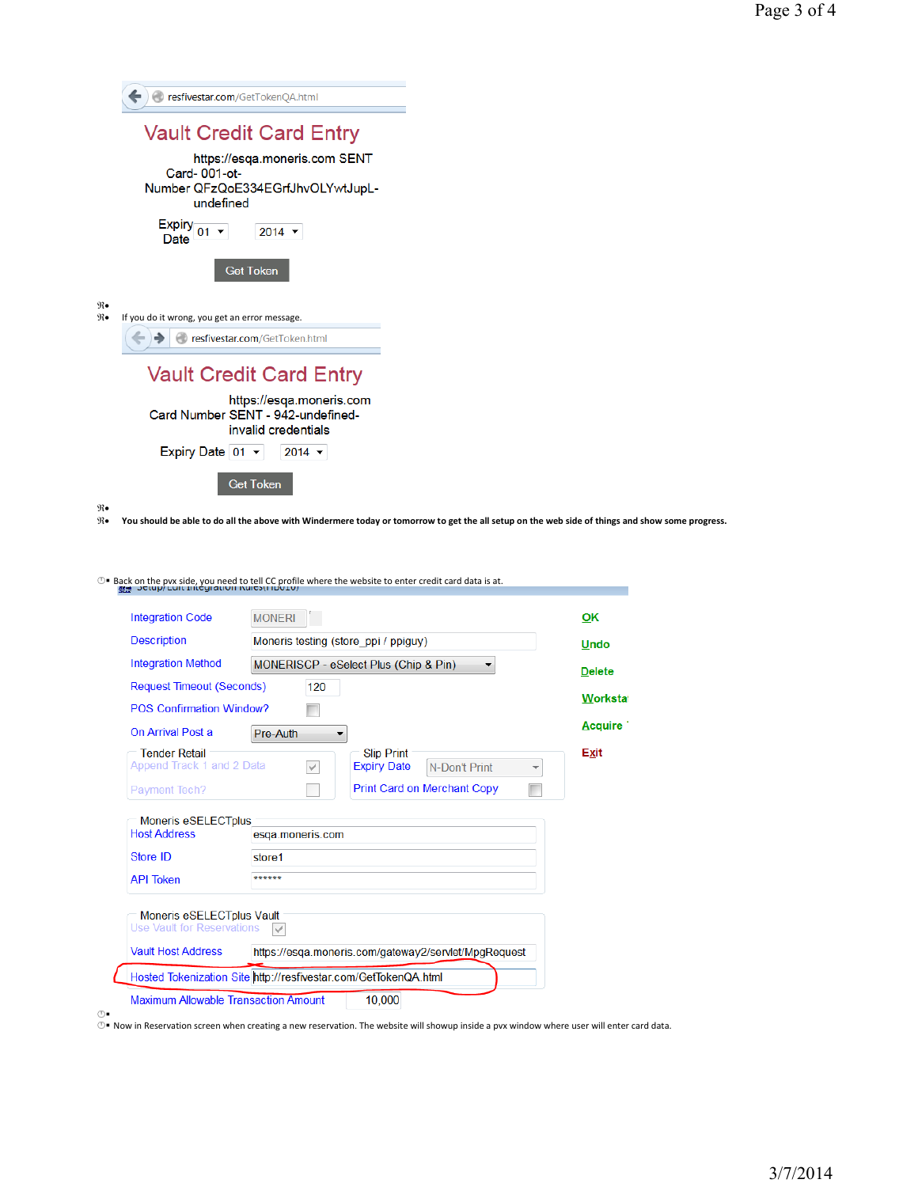resfivestar.com/GetTokenQA.html

## Vault Credit Card Entry

Card Number: https://esqa.moneris.com SENT - 001-ot-QFzQoE334EGrfJhvOLYwtJupL-undefined

Expiry Date: 01 / 2014

Get Token

- If you do it wrong, you get an error message.

resfivestar.com/GetToken.html

## Vault Credit Card Entry

Card Number: https://esqa.moneris.com SENT - 942-undefined-invalid credentials

Expiry Date: 01 / 2014

Get Token

- **You should be able to do all the above with Windermere today or tomorrow to get the all setup on the web side of things and show some progress.**

- Back on the pvx side, you need to tell CC profile where the website to enter credit card data is at.

Setup/Edit Integration Rules (IDD10)

| Field | Value |
|---|---|
| Integration Code | MONERI |
| Description | Moneris testing (store_ppi / ppiguy) |
| Integration Method | MONERISCP - eSelect Plus (Chip & Pin) |
| Request Timeout (Seconds) | 120 |
| POS Confirmation Window? | ☐ |
| On Arrival Post a | Pre-Auth |

OK | Undo | Delete | Worksta | Acquire | Exit

**Tender Retail**

- Append Track 1 and 2 Data ☑
- Payment Tech? ☐

**Slip Print**

- Expiry Date: N-Don't Print
- Print Card on Merchant Copy ☐

**Moneris eSELECTplus**

| Field | Value |
|---|---|
| Host Address | esqa.moneris.com |
| Store ID | store1 |
| API Token | ****** |

**Moneris eSELECTplus Vault**

| Field | Value |
|---|---|
| Use Vault for Reservations | ☑ |
| Vault Host Address | https://esqa.moneris.com/gateway2/servlet/MpgRequest |
| Hosted Tokenization Site | http://resfivestar.com/GetTokenQA.html |
| Maximum Allowable Transaction Amount | 10,000 |

- Now in Reservation screen when creating a new reservation. The website will showup inside a pvx window where user will enter card data.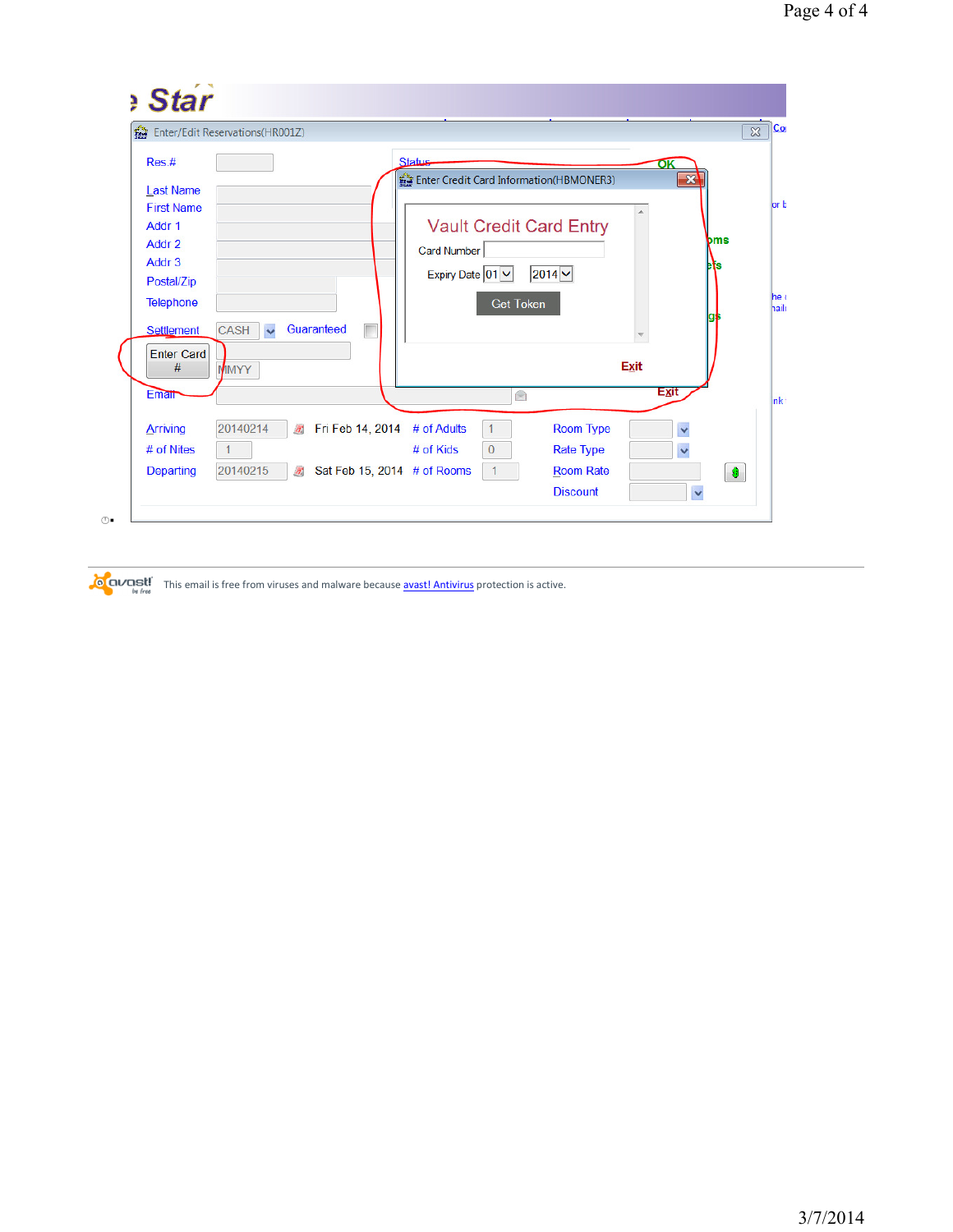Star

Enter/Edit Reservations(HR001Z)

Res #

Status

OK

Last Name

First Name

Addr 1

Addr 2

Addr 3

Postal/Zip

Telephone

Settlement CASH Guaranteed

Enter Card #

MMYY

Email

Enter Credit Card Information(HBMONER3)

Vault Credit Card Entry

Card Number

Expiry Date 01 2014

Get Token

Exit

Exit

Arriving 20140214 Fri Feb 14, 2014 # of Adults 1 Room Type

of Nites 1 # of Kids 0 Rate Type

Departing 20140215 Sat Feb 15, 2014 # of Rooms 1 Room Rate

Discount

avast! This email is free from viruses and malware because avast! Antivirus protection is active.

3/7/2014